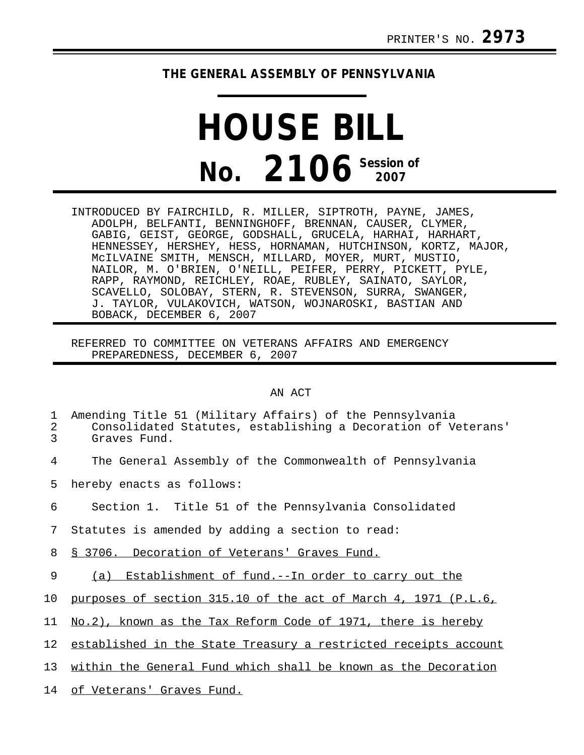PRINTER'S NO. **2973**

**THE GENERAL ASSEMBLY OF PENNSYLVANIA**

# HOUSE BILL

# No. 2106 Session of 2007

INTRODUCED BY FAIRCHILD, R. MILLER, SIPTROTH, PAYNE, JAMES, ADOLPH, BELFANTI, BENNINGHOFF, BRENNAN, CAUSER, CLYMER, GABIG, GEIST, GEORGE, GODSHALL, GRUCELA, HARHAI, HARHART, HENNESSEY, HERSHEY, HESS, HORNAMAN, HUTCHINSON, KORTZ, MAJOR, McILVAINE SMITH, MENSCH, MILLARD, MOYER, MURT, MUSTIO, NAILOR, M. O'BRIEN, O'NEILL, PEIFER, PERRY, PICKETT, PYLE, RAPP, RAYMOND, REICHLEY, ROAE, RUBLEY, SAINATO, SAYLOR, SCAVELLO, SOLOBAY, STERN, R. STEVENSON, SURRA, SWANGER, J. TAYLOR, VULAKOVICH, WATSON, WOJNAROSKI, BASTIAN AND BOBACK, DECEMBER 6, 2007

REFERRED TO COMMITTEE ON VETERANS AFFAIRS AND EMERGENCY PREPAREDNESS, DECEMBER 6, 2007

AN ACT

Amending Title 51 (Military Affairs) of the Pennsylvania Consolidated Statutes, establishing a Decoration of Veterans' Graves Fund.

The General Assembly of the Commonwealth of Pennsylvania hereby enacts as follows:

Section 1. Title 51 of the Pennsylvania Consolidated Statutes is amended by adding a section to read:

§ 3706. Decoration of Veterans' Graves Fund.

(a) Establishment of fund.--In order to carry out the purposes of section 315.10 of the act of March 4, 1971 (P.L.6, No.2), known as the Tax Reform Code of 1971, there is hereby established in the State Treasury a restricted receipts account within the General Fund which shall be known as the Decoration of Veterans' Graves Fund.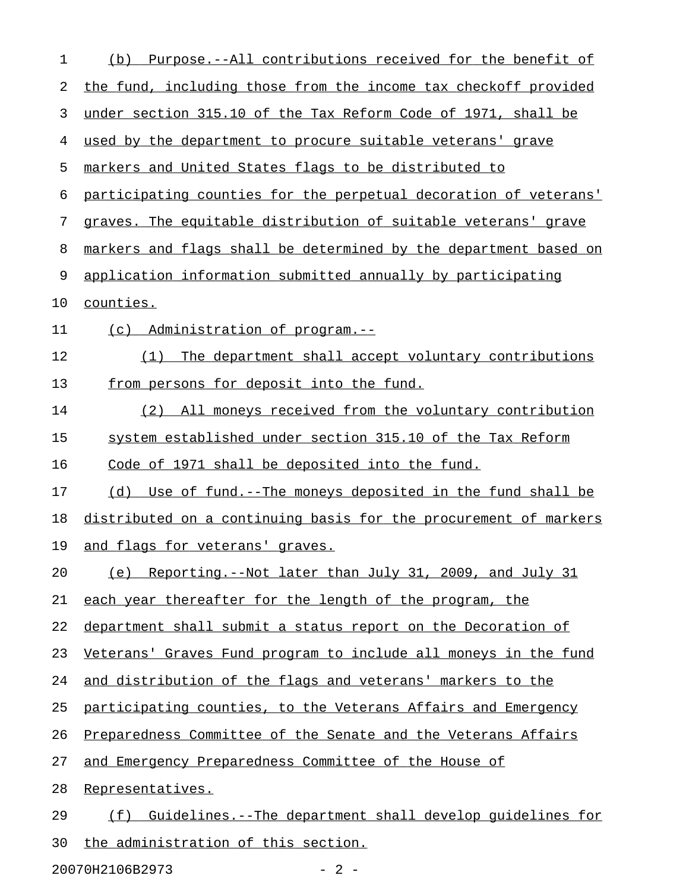(b) Purpose.--All contributions received for the benefit of the fund, including those from the income tax checkoff provided under section 315.10 of the Tax Reform Code of 1971, shall be used by the department to procure suitable veterans' grave markers and United States flags to be distributed to participating counties for the perpetual decoration of veterans' graves. The equitable distribution of suitable veterans' grave markers and flags shall be determined by the department based on application information submitted annually by participating counties.

(c) Administration of program.--

(1) The department shall accept voluntary contributions from persons for deposit into the fund.

(2) All moneys received from the voluntary contribution system established under section 315.10 of the Tax Reform Code of 1971 shall be deposited into the fund.

(d) Use of fund.--The moneys deposited in the fund shall be distributed on a continuing basis for the procurement of markers and flags for veterans' graves.

(e) Reporting.--Not later than July 31, 2009, and July 31 each year thereafter for the length of the program, the department shall submit a status report on the Decoration of Veterans' Graves Fund program to include all moneys in the fund and distribution of the flags and veterans' markers to the participating counties, to the Veterans Affairs and Emergency Preparedness Committee of the Senate and the Veterans Affairs and Emergency Preparedness Committee of the House of Representatives.

(f) Guidelines.--The department shall develop guidelines for the administration of this section.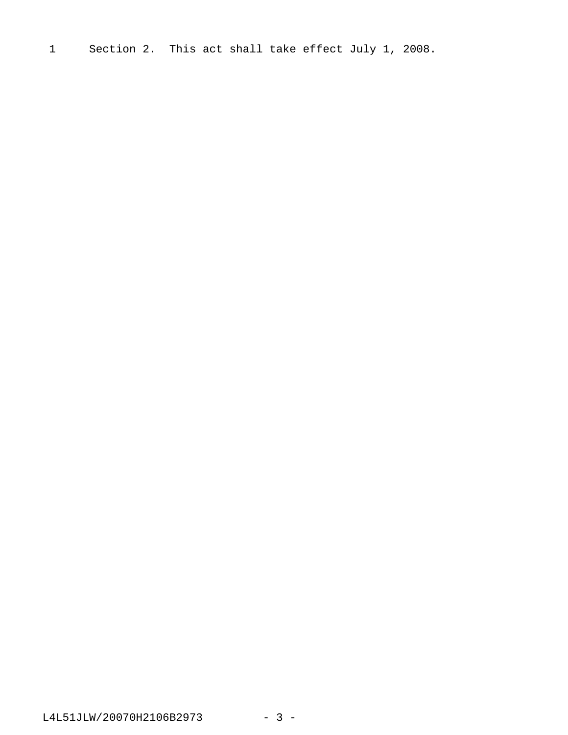Section 2. This act shall take effect July 1, 2008.